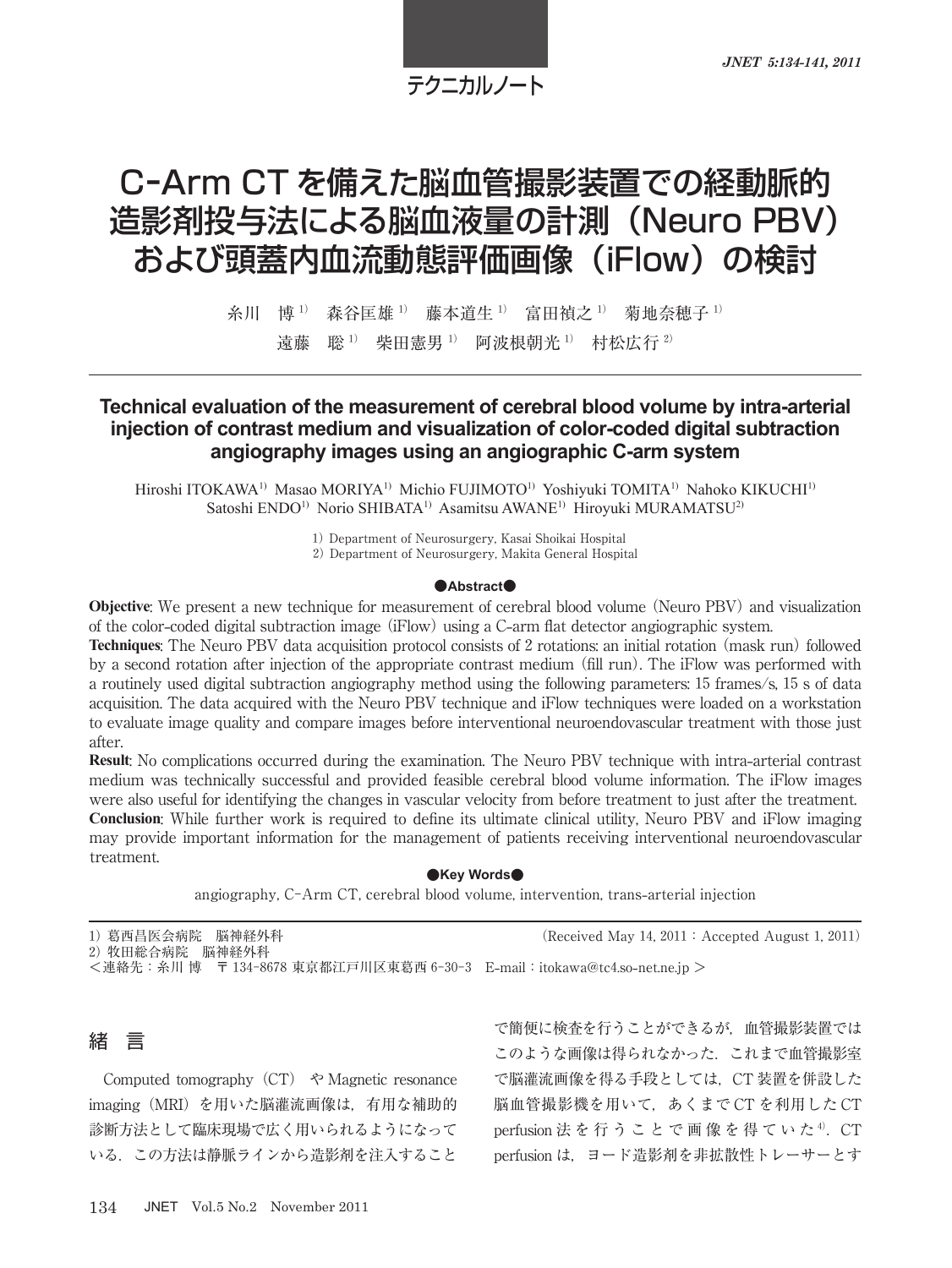テクニカルノート

# C-Arm CT を備えた脳血管撮影装置での経動脈的造影剤投与法による脳血液量の計測（Neuro PBV）および頭蓋内血流動態評価画像（iFlow）の検討

糸川　博[1)]　森谷匡雄[1)]　藤本道生[1)]　富田禎之[1)]　菊地奈穂子[1)]
遠藤　聡[1)]　柴田憲男[1)]　阿波根朝光[1)]　村松広行[2)]

## Technical evaluation of the measurement of cerebral blood volume by intra-arterial injection of contrast medium and visualization of color-coded digital subtraction angiography images using an angiographic C-arm system

Hiroshi ITOKAWA[1)] Masao MORIYA[1)] Michio FUJIMOTO[1)] Yoshiyuki TOMITA[1)] Nahoko KIKUCHI[1)]
Satoshi ENDO[1)] Norio SHIBATA[1)] Asamitsu AWANE[1)] Hiroyuki MURAMATSU[2)]

1) Department of Neurosurgery, Kasai Shoikai Hospital
2) Department of Neurosurgery, Makita General Hospital

●Abstract●

**Objective**: We present a new technique for measurement of cerebral blood volume (Neuro PBV) and visualization of the color-coded digital subtraction image (iFlow) using a C-arm flat detector angiographic system.

**Techniques**: The Neuro PBV data acquisition protocol consists of 2 rotations: an initial rotation (mask run) followed by a second rotation after injection of the appropriate contrast medium (fill run). The iFlow was performed with a routinely used digital subtraction angiography method using the following parameters: 15 frames/s, 15 s of data acquisition. The data acquired with the Neuro PBV technique and iFlow techniques were loaded on a workstation to evaluate image quality and compare images before interventional neuroendovascular treatment with those just after.

**Result**: No complications occurred during the examination. The Neuro PBV technique with intra-arterial contrast medium was technically successful and provided feasible cerebral blood volume information. The iFlow images were also useful for identifying the changes in vascular velocity from before treatment to just after the treatment.

**Conclusion**: While further work is required to define its ultimate clinical utility, Neuro PBV and iFlow imaging may provide important information for the management of patients receiving interventional neuroendovascular treatment.

●Key Words●

angiography, C-Arm CT, cerebral blood volume, intervention, trans-arterial injection

1) 葛西昌医会病院　脳神経外科
2) 牧田総合病院　脳神経外科
＜連絡先：糸川 博　〒134-8678 東京都江戸川区東葛西 6-30-3　E-mail：itokawa@tc4.so-net.ne.jp ＞

(Received May 14, 2011：Accepted August 1, 2011)

## 緒　言

Computed tomography（CT）や Magnetic resonance imaging（MRI）を用いた脳灌流画像は，有用な補助的診断方法として臨床現場で広く用いられるようになっている．この方法は静脈ラインから造影剤を注入することで簡便に検査を行うことができるが，血管撮影装置ではこのような画像は得られなかった．これまで血管撮影室で脳灌流画像を得る手段としては，CT 装置を併設した脳血管撮影機を用いて，あくまで CT を利用した CT perfusion 法を行うことで画像を得ていた[4)]．CT perfusion は，ヨード造影剤を非拡散性トレーサーとす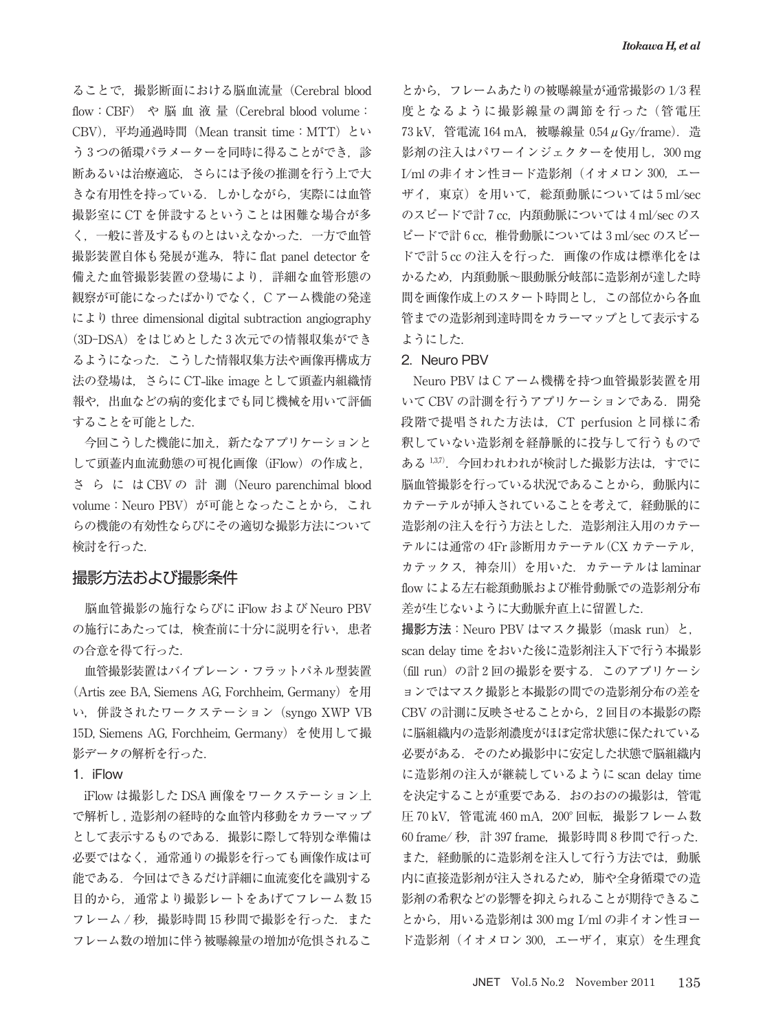ることで，撮影断面における脳血流量（Cerebral blood flow：CBF）や脳血液量（Cerebral blood volume：CBV），平均通過時間（Mean transit time：MTT）という3つの循環パラメーターを同時に得ることができ，診断あるいは治療適応，さらには予後の推測を行う上で大きな有用性を持っている．しかしながら，実際には血管撮影室にCTを併設するということは困難な場合が多く，一般に普及するものとはいえなかった．一方で血管撮影装置自体も発展が進み，特にflat panel detectorを備えた血管撮影装置の登場により，詳細な血管形態の観察が可能になったばかりでなく，Cアーム機能の発達によりthree dimensional digital subtraction angiography（3D-DSA）をはじめとした3次元での情報収集ができるようになった．こうした情報収集方法や画像再構成方法の登場は，さらにCT-like imageとして頭蓋内組織情報や，出血などの病的変化までも同じ機械を用いて評価することを可能とした．

今回こうした機能に加え，新たなアプリケーションとして頭蓋内血流動態の可視化画像（iFlow）の作成と，さらにはCBVの計測（Neuro parenchimal blood volume：Neuro PBV）が可能となったことから，これらの機能の有効性ならびにその適切な撮影方法について検討を行った．

## 撮影方法および撮影条件

脳血管撮影の施行ならびにiFlowおよびNeuro PBVの施行にあたっては，検査前に十分に説明を行い，患者の合意を得て行った．

血管撮影装置はバイプレーン・フラットパネル型装置（Artis zee BA, Siemens AG, Forchheim, Germany）を用い，併設されたワークステーション（syngo XWP VB 15D, Siemens AG, Forchheim, Germany）を使用して撮影データの解析を行った．

### 1．iFlow

iFlowは撮影したDSA画像をワークステーション上で解析し，造影剤の経時的な血管内移動をカラーマップとして表示するものである．撮影に際して特別な準備は必要ではなく，通常通りの撮影を行っても画像作成は可能である．今回はできるだけ詳細に血流変化を識別する目的から，通常より撮影レートをあげてフレーム数15フレーム/秒，撮影時間15秒間で撮影を行った．またフレーム数の増加に伴う被曝線量の増加が危惧されることから，フレームあたりの被曝線量が通常撮影の1/3程度となるように撮影線量の調節を行った（管電圧73 kV，管電流164 mA，被曝線量0.54 μGy/frame）．造影剤の注入はパワーインジェクターを使用し，300 mg I/mlの非イオン性ヨード造影剤（イオメロン300，エーザイ，東京）を用いて，総頚動脈については5 ml/secのスピードで計7 cc，内頚動脈については4 ml/secのスピードで計6 cc，椎骨動脈については3 ml/secのスピードで計5 ccの注入を行った．画像の作成は標準化をはかるため，内頚動脈～眼動脈分岐部に造影剤が達した時間を画像作成上のスタート時間とし，この部位から各血管までの造影剤到達時間をカラーマップとして表示するようにした．

### 2．Neuro PBV

Neuro PBVはCアーム機構を持つ血管撮影装置を用いてCBVの計測を行うアプリケーションである．開発段階で提唱された方法は，CT perfusionと同様に希釈していない造影剤を経静脈的に投与して行うものである[1,3,7]．今回われわれが検討した撮影方法は，すでに脳血管撮影を行っている状況であることから，動脈内にカテーテルが挿入されていることを考えて，経動脈的に造影剤の注入を行う方法とした．造影剤注入用のカテーテルには通常の4Fr診断用カテーテル（CXカテーテル，カテックス，神奈川）を用いた．カテーテルはlaminar flowによる左右総頚動脈および椎骨動脈での造影剤分布差が生じないように大動脈弁直上に留置した．

**撮影方法**：Neuro PBVはマスク撮影（mask run）と，scan delay timeをおいた後に造影剤注入下で行う本撮影（fill run）の計2回の撮影を要する．このアプリケーションではマスク撮影と本撮影の間での造影剤分布の差をCBVの計測に反映させることから，2回目の本撮影の際に脳組織内の造影剤濃度がほぼ定常状態に保たれている必要がある．そのため撮影中に安定した状態で脳組織内に造影剤の注入が継続しているようにscan delay timeを決定することが重要である．おのおのの撮影は，管電圧70 kV，管電流460 mA，200°回転，撮影フレーム数60 frame/秒，計397 frame，撮影時間8秒間で行った．また，経動脈的に造影剤を注入して行う方法では，動脈内に直接造影剤が注入されるため，肺や全身循環での造影剤の希釈などの影響を抑えられることが期待できることから，用いる造影剤は300 mg I/mlの非イオン性ヨード造影剤（イオメロン300，エーザイ，東京）を生理食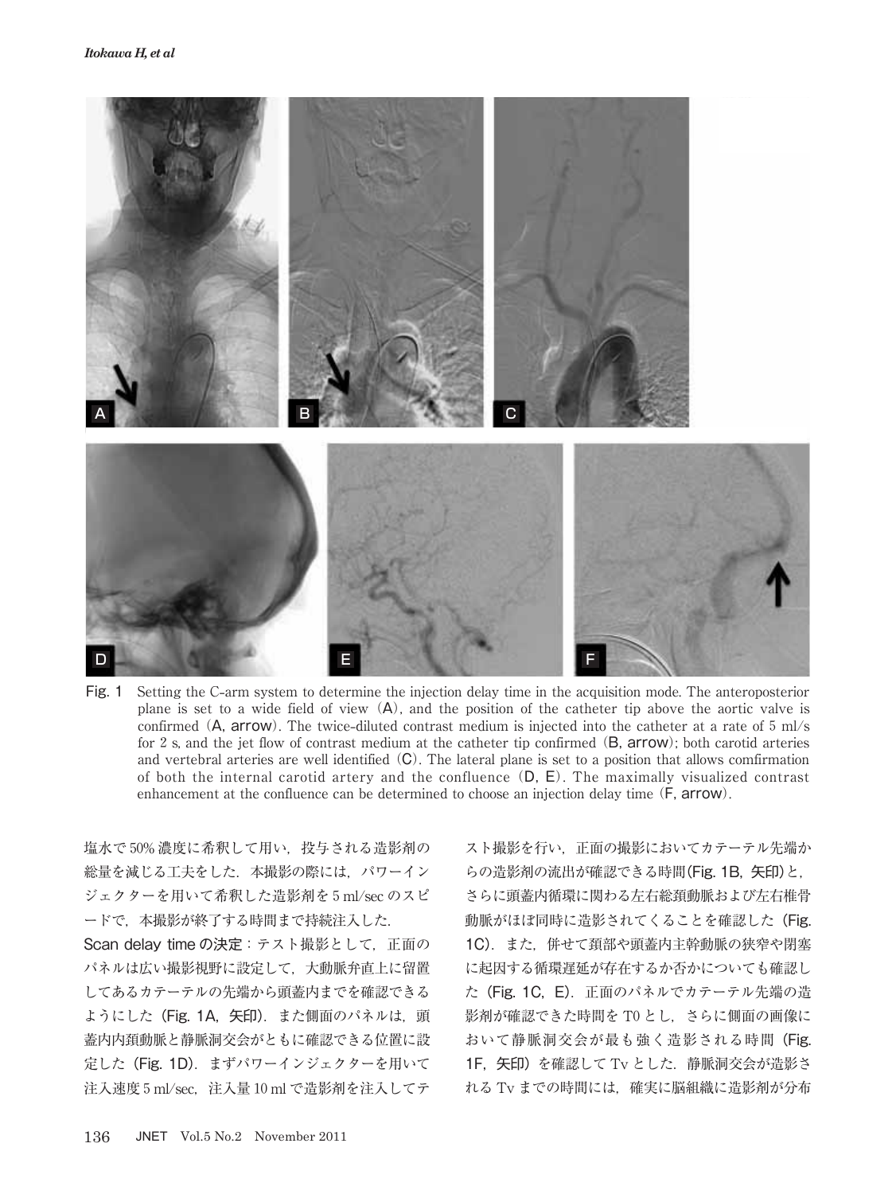Fig. 1　Setting the C-arm system to determine the injection delay time in the acquisition mode. The anteroposterior plane is set to a wide field of view (A), and the position of the catheter tip above the aortic valve is confirmed (A, arrow). The twice-diluted contrast medium is injected into the catheter at a rate of 5 ml/s for 2 s, and the jet flow of contrast medium at the catheter tip confirmed (B, arrow); both carotid arteries and vertebral arteries are well identified (C). The lateral plane is set to a position that allows comfirmation of both the internal carotid artery and the confluence (D, E). The maximally visualized contrast enhancement at the confluence can be determined to choose an injection delay time (F, arrow).

塩水で50%濃度に希釈して用い，投与される造影剤の総量を減じる工夫をした．本撮影の際には，パワーインジェクターを用いて希釈した造影剤を5 ml/secのスピードで，本撮影が終了する時間まで持続注入した．

**Scan delay timeの決定**：テスト撮影として，正面のパネルは広い撮影視野に設定して，大動脈弁直上に留置してあるカテーテルの先端から頭蓋内までを確認できるようにした（Fig. 1A，矢印）．また側面のパネルは，頭蓋内内頚動脈と静脈洞交会がともに確認できる位置に設定した（Fig. 1D）．まずパワーインジェクターを用いて注入速度5 ml/sec，注入量10 mlで造影剤を注入してテスト撮影を行い，正面の撮影においてカテーテル先端からの造影剤の流出が確認できる時間(Fig. 1B，矢印)と，さらに頭蓋内循環に関わる左右総頚動脈および左右椎骨動脈がほぼ同時に造影されてくることを確認した（Fig. 1C）．また，併せて頚部や頭蓋内主幹動脈の狭窄や閉塞に起因する循環遅延が存在するか否かについても確認した（Fig. 1C，E）．正面のパネルでカテーテル先端の造影剤が確認できた時間をT0とし，さらに側面の画像において静脈洞交会が最も強く造影される時間（Fig. 1F，矢印）を確認してTvとした．静脈洞交会が造影されるTvまでの時間には，確実に脳組織に造影剤が分布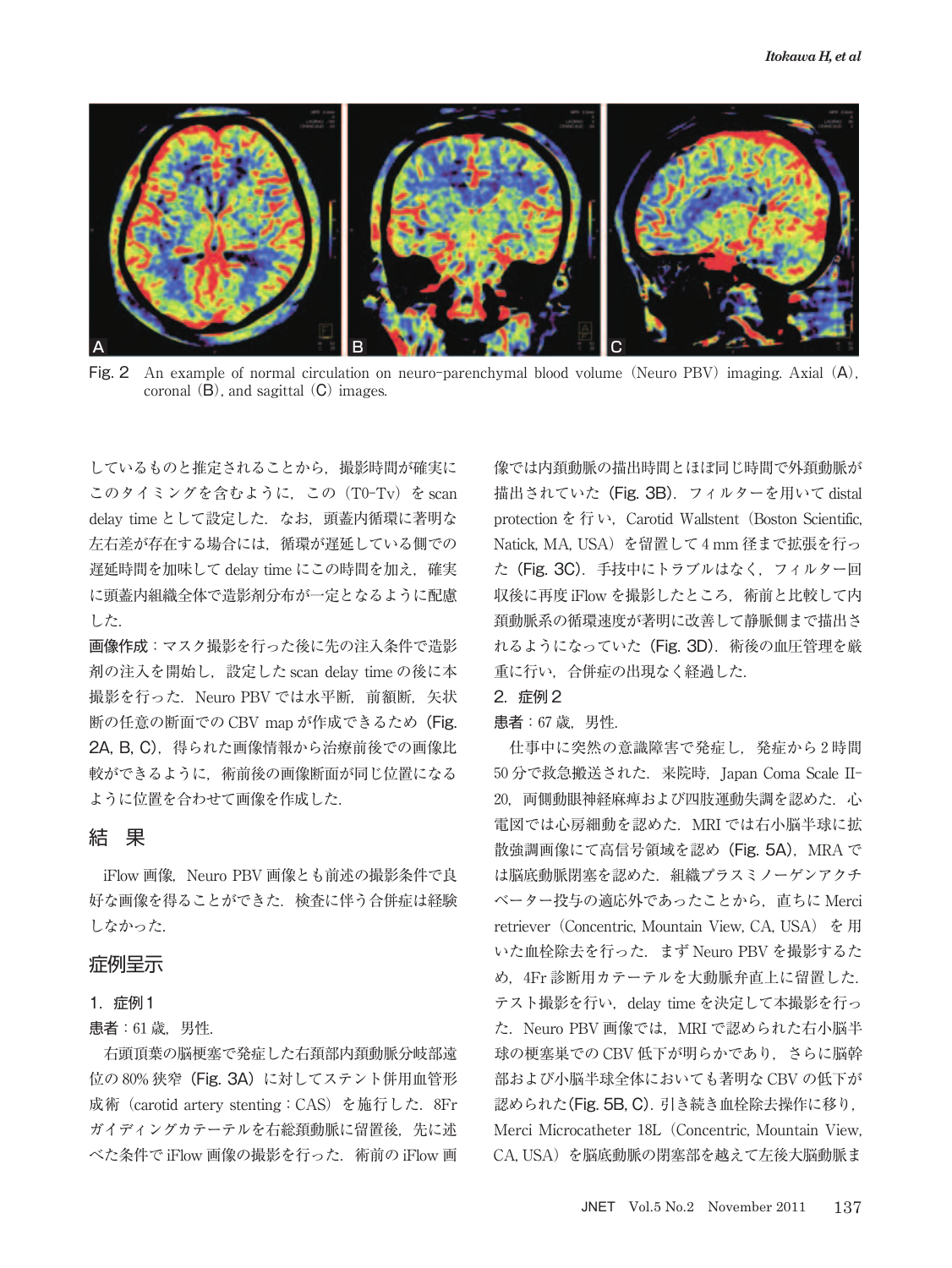Fig. 2 An example of normal circulation on neuro-parenchymal blood volume (Neuro PBV) imaging. Axial (A), coronal (B), and sagittal (C) images.

していているものと推定されることから，撮影時間が確実にこのタイミングを含むように，この（T0-Tv）を scan delay time として設定した．なお，頭蓋内循環に著明な左右差が存在する場合には，循環が遅延している側での遅延時間を加味して delay time にこの時間を加え，確実に頭蓋内組織全体で造影剤分布が一定となるように配慮した．

**画像作成**：マスク撮影を行った後に先の注入条件で造影剤の注入を開始し，設定した scan delay time の後に本撮影を行った．Neuro PBV では水平断，前額断，矢状断の任意の断面での CBV map が作成できるため（Fig. 2A, B, C），得られた画像情報から治療前後での画像比較ができるように，術前後の画像断面が同じ位置になるように位置を合わせて画像を作成した．

## 結　果

iFlow 画像，Neuro PBV 画像とも前述の撮影条件で良好な画像を得ることができた．検査に伴う合併症は経験しなかった．

## 症例呈示

### 1．症例 1

**患者**：61 歳，男性．

右頭頂葉の脳梗塞で発症した右頚部内頚動脈分岐部遠位の 80% 狭窄（Fig. 3A）に対してステント併用血管形成術（carotid artery stenting：CAS）を施行した．8Fr ガイディングカテーテルを右総頚動脈に留置後，先に述べた条件で iFlow 画像の撮影を行った．術前の iFlow 画像では内頚動脈の描出時間とほぼ同じ時間で外頚動脈が描出されていた（Fig. 3B）．フィルターを用いて distal protection を行い，Carotid Wallstent（Boston Scientific, Natick, MA, USA）を留置して 4 mm 径まで拡張を行った（Fig. 3C）．手技中にトラブルはなく，フィルター回収後に再度 iFlow を撮影したところ，術前と比較して内頚動脈系の循環速度が著明に改善して静脈側まで描出されるようになっていた（Fig. 3D）．術後の血圧管理を厳重に行い，合併症の出現なく経過した．

### 2．症例 2

**患者**：67 歳，男性．

仕事中に突然の意識障害で発症し，発症から 2 時間 50 分で救急搬送された．来院時，Japan Coma Scale II-20，両側動眼神経麻痺および四肢運動失調を認めた．心電図では心房細動を認めた．MRI では右小脳半球に拡散強調画像にて高信号領域を認め（Fig. 5A），MRA では脳底動脈閉塞を認めた．組織プラスミノーゲンアクチベーター投与の適応外であったことから，直ちに Merci retriever（Concentric, Mountain View, CA, USA）を用いた血栓除去を行った．まず Neuro PBV を撮影するため，4Fr 診断用カテーテルを大動脈弁直上に留置した．テスト撮影を行い，delay time を決定して本撮影を行った．Neuro PBV 画像では，MRI で認められた右小脳半球の梗塞巣での CBV 低下が明らかであり，さらに脳幹部および小脳半球全体においても著明な CBV の低下が認められた（Fig. 5B, C）．引き続き血栓除去操作に移り，Merci Microcatheter 18L（Concentric, Mountain View, CA, USA）を脳底動脈の閉塞部を越えて左後大脳動脈ま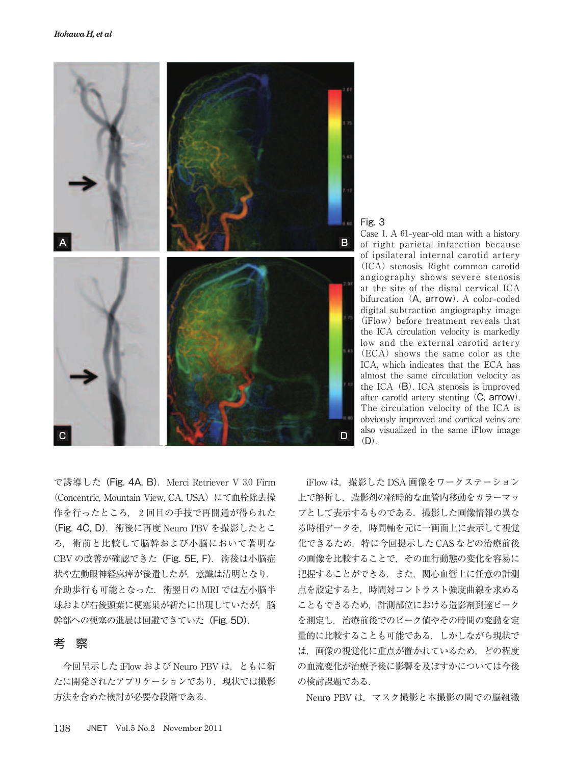Fig. 3
Case 1. A 61-year-old man with a history of right parietal infarction because of ipsilateral internal carotid artery (ICA) stenosis. Right common carotid angiography shows severe stenosis at the site of the distal cervical ICA bifurcation (A, arrow). A color-coded digital subtraction angiography image (iFlow) before treatment reveals that the ICA circulation velocity is markedly low and the external carotid artery (ECA) shows the same color as the ICA, which indicates that the ECA has almost the same circulation velocity as the ICA (B). ICA stenosis is improved after carotid artery stenting (C, arrow). The circulation velocity of the ICA is obviously improved and cortical veins are also visualized in the same iFlow image (D).

で誘導した（Fig. 4A, B）．Merci Retriever V 3.0 Firm（Concentric, Mountain View, CA, USA）にて血栓除去操作を行ったところ，2回目の手技で再開通が得られた（Fig. 4C, D）．術後に再度Neuro PBVを撮影したところ，術前と比較して脳幹および小脳において著明なCBVの改善が確認できた（Fig. 5E, F）．術後は小脳症状や左動眼神経麻痺が後遺したが，意識は清明となり，介助歩行も可能となった．術翌日のMRIでは左小脳半球および右後頭葉に梗塞巣が新たに出現していたが，脳幹部への梗塞の進展は回避できていた（Fig. 5D）．

## 考　察

今回呈示したiFlowおよびNeuro PBVは，ともに新たに開発されたアプリケーションであり，現状では撮影方法を含めた検討が必要な段階である．

iFlowは，撮影したDSA画像をワークステーション上で解析し，造影剤の経時的な血管内移動をカラーマップとして表示するものである．撮影した画像情報の異なる時相データを，時間軸を元に一画面上に表示して視覚化できるため，特に今回提示したCASなどの治療前後の画像を比較することで，その血行動態の変化を容易に把握することができる．また，関心血管上に任意の計測点を設定すると，時間対コントラスト強度曲線を求めることもできるため，計測部位における造影剤到達ピークを測定し，治療前後でのピーク値やその時間の変動を定量的に比較することも可能である．しかしながら現状では，画像の視覚化に重点が置かれているため，どの程度の血流変化が治療予後に影響を及ぼすかについては今後の検討課題である．

Neuro PBVは，マスク撮影と本撮影の間での脳組織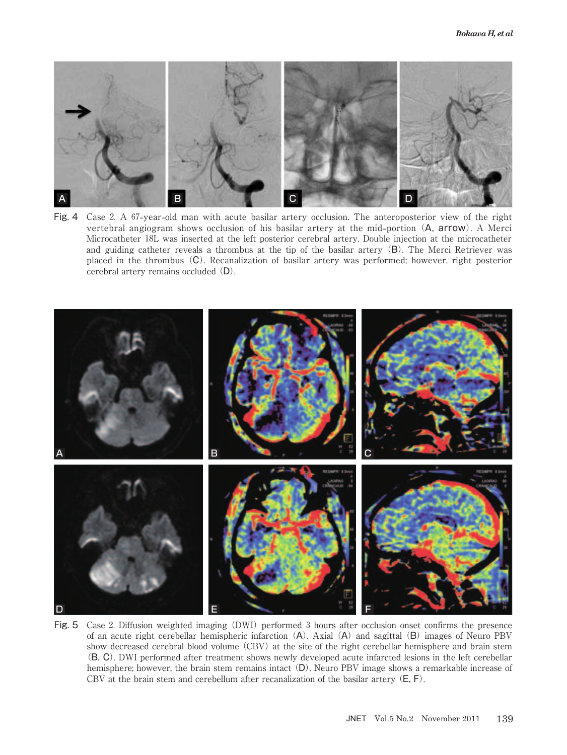Fig. 4 Case 2. A 67-year-old man with acute basilar artery occlusion. The anteroposterior view of the right vertebral angiogram shows occlusion of his basilar artery at the mid-portion (A, arrow). A Merci Microcatheter 18L was inserted at the left posterior cerebral artery. Double injection at the microcatheter and guiding catheter reveals a thrombus at the tip of the basilar artery (B). The Merci Retriever was placed in the thrombus (C). Recanalization of basilar artery was performed; however, right posterior cerebral artery remains occluded (D).

Fig. 5 Case 2. Diffusion weighted imaging (DWI) performed 3 hours after occlusion onset confirms the presence of an acute right cerebellar hemispheric infarction (A). Axial (A) and sagittal (B) images of Neuro PBV show decreased cerebral blood volume (CBV) at the site of the right cerebellar hemisphere and brain stem (B, C). DWI performed after treatment shows newly developed acute infarcted lesions in the left cerebellar hemisphere; however, the brain stem remains intact (D). Neuro PBV image shows a remarkable increase of CBV at the brain stem and cerebellum after recanalization of the basilar artery (E, F).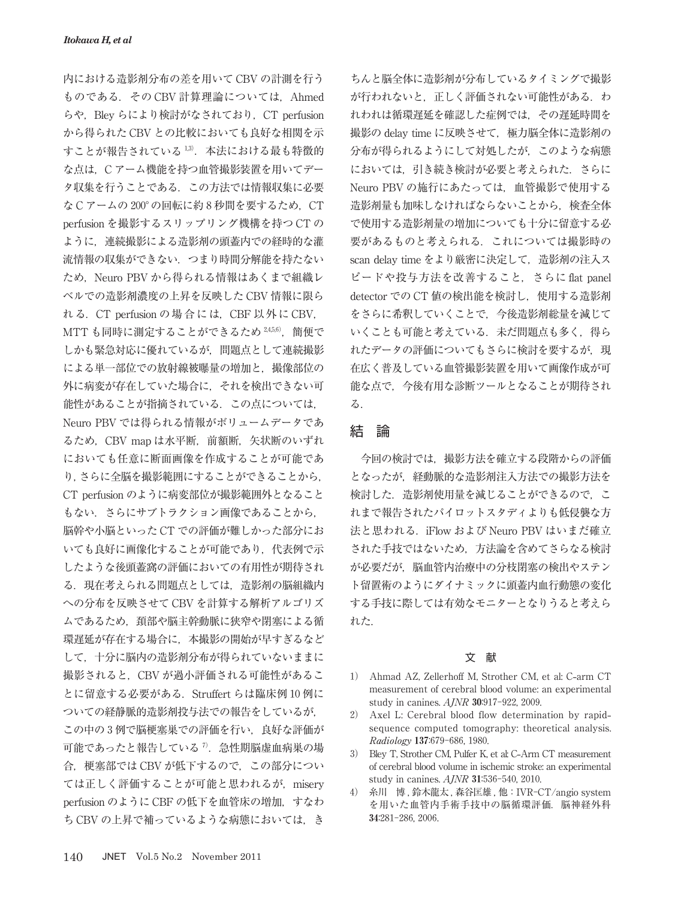内における造影剤分布の差を用いてCBVの計測を行うものである．そのCBV計算理論については，Ahmedらや，Bleyらにより検討がなされており，CT perfusionから得られたCBVとの比較においても良好な相関を示すことが報告されている[1,3]．本法における最も特徴的な点は，Cアーム機能を持つ血管撮影装置を用いてデータ収集を行うことである．この方法では情報収集に必要なCアームの200°の回転に約8秒間を要するため，CT perfusionを撮影するスリップリング機構を持つCTのように，連続撮影による造影剤の頭蓋内での経時的な灌流情報の収集ができない．つまり時間分解能を持たないため，Neuro PBVから得られる情報はあくまで組織レベルでの造影剤濃度の上昇を反映したCBV情報に限られる．CT perfusionの場合には，CBF以外にCBV，MTTも同時に測定することができるため[2,4,5,6]，簡便でしかも緊急対応に優れているが，問題点として連続撮影による単一部位での放射線被曝量の増加と，撮像部位の外に病変が存在していた場合に，それを検出できない可能性があることが指摘されている．この点については，Neuro PBVでは得られる情報がボリュームデータであるため，CBV mapは水平断，前額断，矢状断のいずれにおいても任意に断面画像を作成することが可能であり，さらに全脳を撮影範囲にすることができることから，CT perfusionのように病変部位が撮影範囲外となることもない．さらにサブトラクション画像であることから，脳幹や小脳といったCTでの評価が難しかった部分においても良好に画像化することが可能であり，代表例で示したような後頭蓋窩の評価においての有用性が期待される．現在考えられる問題点としては，造影剤の脳組織内への分布を反映させてCBVを計算する解析アルゴリズムであるため，頚部や脳主幹動脈に狭窄や閉塞による循環遅延が存在する場合に，本撮影の開始が早すぎるなどして，十分に脳内の造影剤分布が得られていないままに撮影されると，CBVが過小評価される可能性があることに留意する必要がある．Struffertらは臨床例10例についての経静脈的造影剤投与法での報告をしているが，この中の3例で脳梗塞巣での評価を行い，良好な評価が可能であったと報告している[7]．急性期脳虚血病巣の場合，梗塞部ではCBVが低下するので，この部分については正しく評価することが可能と思われるが，misery perfusionのようにCBFの低下を血管床の増加，すなわちCBVの上昇で補っているような病態においては，きちんと脳全体に造影剤が分布しているタイミングで撮影が行われないと，正しく評価されない可能性がある．われわれは循環遅延を確認した症例では，その遅延時間を撮影のdelay timeに反映させて，極力脳全体に造影剤の分布が得られるようにして対処したが，このような病態においては，引き続き検討が必要と考えられた．さらにNeuro PBVの施行にあたっては，血管撮影で使用する造影剤量も加味しなければならないことから，検査全体で使用する造影剤量の増加についても十分に留意する必要があるものと考えられる．これについては撮影時のscan delay timeをより厳密に決定して，造影剤の注入スピードや投与方法を改善すること，さらにflat panel detectorでのCT値の検出能を検討し，使用する造影剤をさらに希釈していくことで，今後造影剤総量を減じていくことも可能と考えている．未だ問題点も多く，得られたデータの評価についてもさらに検討を要するが，現在広く普及している血管撮影装置を用いて画像作成が可能な点で，今後有用な診断ツールとなることが期待される．

## 結　論

今回の検討では，撮影方法を確立する段階からの評価となったが，経動脈的な造影剤注入方法での撮影方法を検討した．造影剤使用量を減じることができるので，これまで報告されたパイロットスタディよりも低侵襲な方法と思われる．iFlowおよびNeuro PBVはいまだ確立された手技ではないため，方法論を含めてさらなる検討が必要だが，脳血管内治療中の分枝閉塞の検出やステント留置術のようにダイナミックに頭蓋内血行動態の変化する手技に際しては有効なモニターとなりうると考えられた．

## 文　献

1) Ahmad AZ, Zellerhoff M, Strother CM, et al: C-arm CT measurement of cerebral blood volume: an experimental study in canines. *AJNR* **30**:917-922, 2009.
2) Axel L: Cerebral blood flow determination by rapid-sequence computed tomography: theoretical analysis. *Radiology* **137**:679-686, 1980.
3) Bley T, Strother CM, Pulfer K, et al: C-Arm CT measurement of cerebral blood volume in ischemic stroke: an experimental study in canines. *AJNR* **31**:536-540, 2010.
4) 糸川　博，鈴木龍太，森谷匡雄，他：IVR-CT/angio systemを用いた血管内手術手技中の脳循環評価．脳神経外科 **34**:281-286, 2006.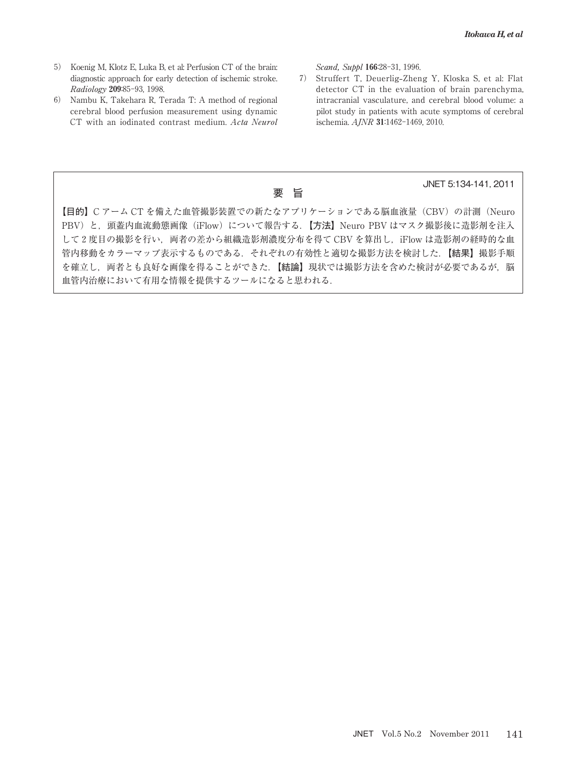5) Koenig M, Klotz E, Luka B, et al: Perfusion CT of the brain: diagnostic approach for early detection of ischemic stroke. *Radiology* **209**:85–93, 1998.
6) Nambu K, Takehara R, Terada T: A method of regional cerebral blood perfusion measurement using dynamic CT with an iodinated contrast medium. *Acta Neurol Scand, Suppl* **166**:28–31, 1996.
7) Struffert T, Deuerlig-Zheng Y, Kloska S, et al: Flat detector CT in the evaluation of brain parenchyma, intracranial vasculature, and cerebral blood volume: a pilot study in patients with acute symptoms of cerebral ischemia. *AJNR* **31**:1462–1469, 2010.

## 要 旨

JNET 5:134-141, 2011

**【目的】**C アーム CT を備えた血管撮影装置での新たなアプリケーションである脳血液量（CBV）の計測（Neuro PBV）と，頭蓋内血流動態画像（iFlow）について報告する．**【方法】**Neuro PBV はマスク撮影後に造影剤を注入して 2 度目の撮影を行い，両者の差から組織造影剤濃度分布を得て CBV を算出し，iFlow は造影剤の経時的な血管内移動をカラーマップ表示するものである．それぞれの有効性と適切な撮影方法を検討した．**【結果】**撮影手順を確立し，両者とも良好な画像を得ることができた．**【結論】**現状では撮影方法を含めた検討が必要であるが，脳血管内治療において有用な情報を提供するツールになると思われる．